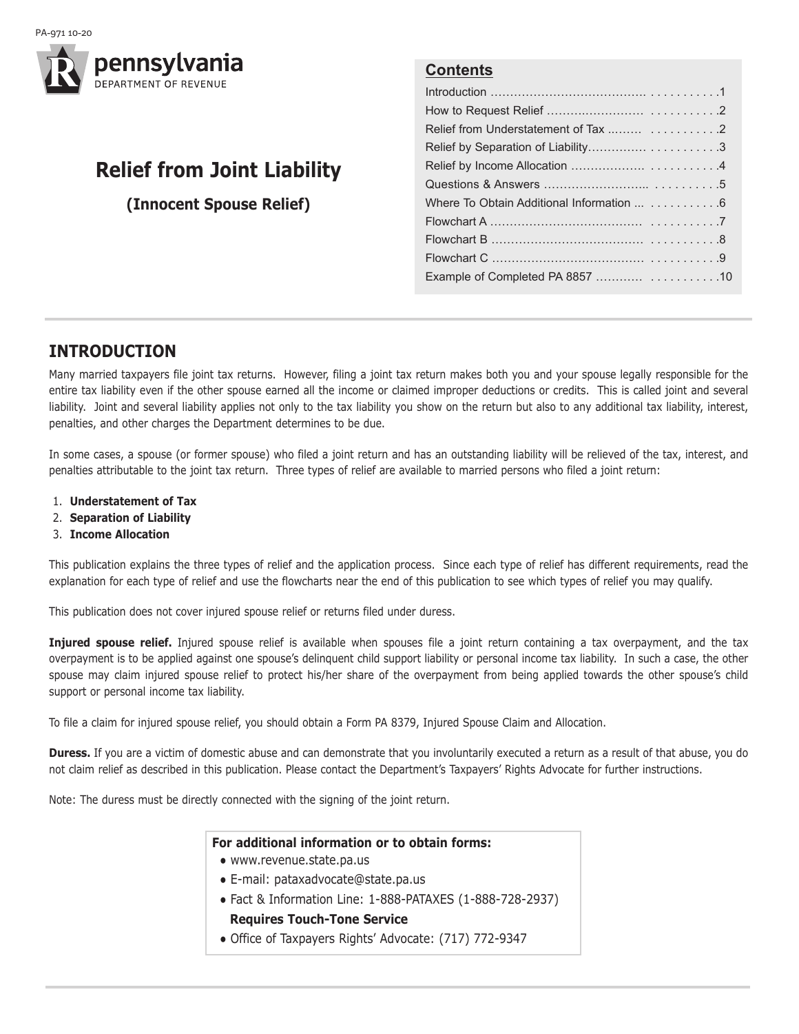PA-971 10-20

pennsylvania
DEPARTMENT OF REVENUE

# Relief from Joint Liability

**(Innocent Spouse Relief)**

## Contents

| | |
|---|---|
| Introduction | 1 |
| How to Request Relief | 2 |
| Relief from Understatement of Tax | 2 |
| Relief by Separation of Liability | 3 |
| Relief by Income Allocation | 4 |
| Questions & Answers | 5 |
| Where To Obtain Additional Information | 6 |
| Flowchart A | 7 |
| Flowchart B | 8 |
| Flowchart C | 9 |
| Example of Completed PA 8857 | 10 |

## INTRODUCTION

Many married taxpayers file joint tax returns. However, filing a joint tax return makes both you and your spouse legally responsible for the entire tax liability even if the other spouse earned all the income or claimed improper deductions or credits. This is called joint and several liability. Joint and several liability applies not only to the tax liability you show on the return but also to any additional tax liability, interest, penalties, and other charges the Department determines to be due.

In some cases, a spouse (or former spouse) who filed a joint return and has an outstanding liability will be relieved of the tax, interest, and penalties attributable to the joint tax return. Three types of relief are available to married persons who filed a joint return:

1. **Understatement of Tax**
2. **Separation of Liability**
3. **Income Allocation**

This publication explains the three types of relief and the application process. Since each type of relief has different requirements, read the explanation for each type of relief and use the flowcharts near the end of this publication to see which types of relief you may qualify.

This publication does not cover injured spouse relief or returns filed under duress.

**Injured spouse relief.** Injured spouse relief is available when spouses file a joint return containing a tax overpayment, and the tax overpayment is to be applied against one spouse's delinquent child support liability or personal income tax liability. In such a case, the other spouse may claim injured spouse relief to protect his/her share of the overpayment from being applied towards the other spouse's child support or personal income tax liability.

To file a claim for injured spouse relief, you should obtain a Form PA 8379, Injured Spouse Claim and Allocation.

**Duress.** If you are a victim of domestic abuse and can demonstrate that you involuntarily executed a return as a result of that abuse, you do not claim relief as described in this publication. Please contact the Department's Taxpayers' Rights Advocate for further instructions.

Note: The duress must be directly connected with the signing of the joint return.

**For additional information or to obtain forms:**

- www.revenue.state.pa.us
- E-mail: pataxadvocate@state.pa.us
- Fact & Information Line: 1-888-PATAXES (1-888-728-2937)
  **Requires Touch-Tone Service**
- Office of Taxpayers Rights' Advocate: (717) 772-9347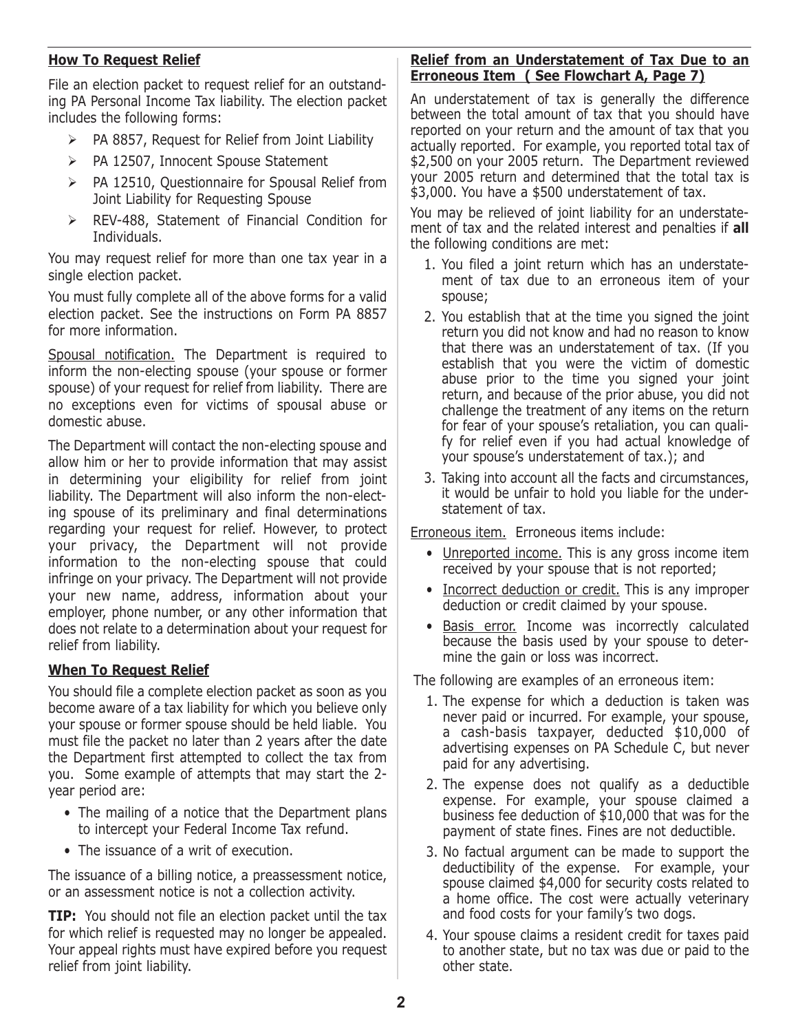## How To Request Relief

File an election packet to request relief for an outstanding PA Personal Income Tax liability. The election packet includes the following forms:

- PA 8857, Request for Relief from Joint Liability
- PA 12507, Innocent Spouse Statement
- PA 12510, Questionnaire for Spousal Relief from Joint Liability for Requesting Spouse
- REV-488, Statement of Financial Condition for Individuals.

You may request relief for more than one tax year in a single election packet.

You must fully complete all of the above forms for a valid election packet. See the instructions on Form PA 8857 for more information.

Spousal notification. The Department is required to inform the non-electing spouse (your spouse or former spouse) of your request for relief from liability. There are no exceptions even for victims of spousal abuse or domestic abuse.

The Department will contact the non-electing spouse and allow him or her to provide information that may assist in determining your eligibility for relief from joint liability. The Department will also inform the non-electing spouse of its preliminary and final determinations regarding your request for relief. However, to protect your privacy, the Department will not provide information to the non-electing spouse that could infringe on your privacy. The Department will not provide your new name, address, information about your employer, phone number, or any other information that does not relate to a determination about your request for relief from liability.

## When To Request Relief

You should file a complete election packet as soon as you become aware of a tax liability for which you believe only your spouse or former spouse should be held liable. You must file the packet no later than 2 years after the date the Department first attempted to collect the tax from you. Some example of attempts that may start the 2-year period are:

- The mailing of a notice that the Department plans to intercept your Federal Income Tax refund.
- The issuance of a writ of execution.

The issuance of a billing notice, a preassessment notice, or an assessment notice is not a collection activity.

**TIP:** You should not file an election packet until the tax for which relief is requested may no longer be appealed. Your appeal rights must have expired before you request relief from joint liability.

## Relief from an Understatement of Tax Due to an Erroneous Item ( See Flowchart A, Page 7)

An understatement of tax is generally the difference between the total amount of tax that you should have reported on your return and the amount of tax that you actually reported. For example, you reported total tax of $2,500 on your 2005 return. The Department reviewed your 2005 return and determined that the total tax is $3,000. You have a $500 understatement of tax.

You may be relieved of joint liability for an understatement of tax and the related interest and penalties if **all** the following conditions are met:

1. You filed a joint return which has an understatement of tax due to an erroneous item of your spouse;
2. You establish that at the time you signed the joint return you did not know and had no reason to know that there was an understatement of tax. (If you establish that you were the victim of domestic abuse prior to the time you signed your joint return, and because of the prior abuse, you did not challenge the treatment of any items on the return for fear of your spouse's retaliation, you can qualify for relief even if you had actual knowledge of your spouse's understatement of tax.); and
3. Taking into account all the facts and circumstances, it would be unfair to hold you liable for the understatement of tax.

Erroneous item. Erroneous items include:

- Unreported income. This is any gross income item received by your spouse that is not reported;
- Incorrect deduction or credit. This is any improper deduction or credit claimed by your spouse.
- Basis error. Income was incorrectly calculated because the basis used by your spouse to determine the gain or loss was incorrect.

The following are examples of an erroneous item:

1. The expense for which a deduction is taken was never paid or incurred. For example, your spouse, a cash-basis taxpayer, deducted $10,000 of advertising expenses on PA Schedule C, but never paid for any advertising.
2. The expense does not qualify as a deductible expense. For example, your spouse claimed a business fee deduction of $10,000 that was for the payment of state fines. Fines are not deductible.
3. No factual argument can be made to support the deductibility of the expense. For example, your spouse claimed $4,000 for security costs related to a home office. The cost were actually veterinary and food costs for your family's two dogs.
4. Your spouse claims a resident credit for taxes paid to another state, but no tax was due or paid to the other state.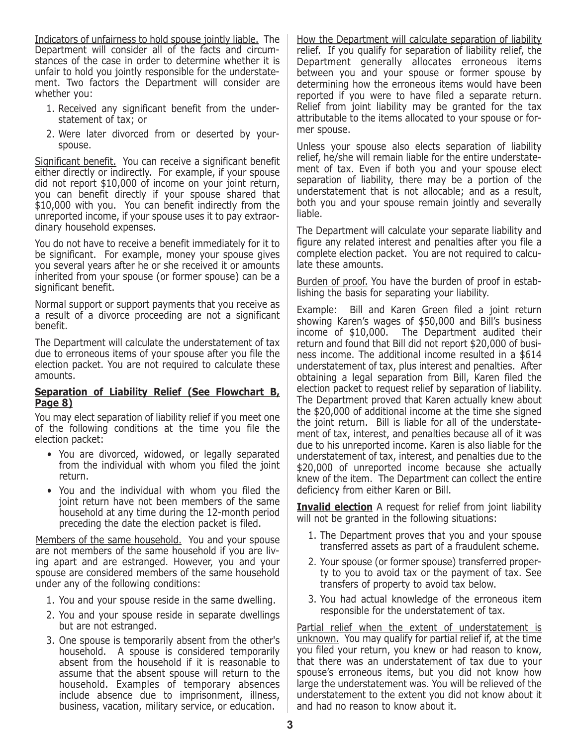Indicators of unfairness to hold spouse jointly liable. The Department will consider all of the facts and circumstances of the case in order to determine whether it is unfair to hold you jointly responsible for the understatement. Two factors the Department will consider are whether you:

1. Received any significant benefit from the understatement of tax; or
2. Were later divorced from or deserted by yourspouse.

Significant benefit. You can receive a significant benefit either directly or indirectly. For example, if your spouse did not report $10,000 of income on your joint return, you can benefit directly if your spouse shared that $10,000 with you. You can benefit indirectly from the unreported income, if your spouse uses it to pay extraordinary household expenses.

You do not have to receive a benefit immediately for it to be significant. For example, money your spouse gives you several years after he or she received it or amounts inherited from your spouse (or former spouse) can be a significant benefit.

Normal support or support payments that you receive as a result of a divorce proceeding are not a significant benefit.

The Department will calculate the understatement of tax due to erroneous items of your spouse after you file the election packet. You are not required to calculate these amounts.

**Separation of Liability Relief (See Flowchart B, Page 8)**

You may elect separation of liability relief if you meet one of the following conditions at the time you file the election packet:

- You are divorced, widowed, or legally separated from the individual with whom you filed the joint return.
- You and the individual with whom you filed the joint return have not been members of the same household at any time during the 12-month period preceding the date the election packet is filed.

Members of the same household. You and your spouse are not members of the same household if you are living apart and are estranged. However, you and your spouse are considered members of the same household under any of the following conditions:

1. You and your spouse reside in the same dwelling.
2. You and your spouse reside in separate dwellings but are not estranged.
3. One spouse is temporarily absent from the other's household. A spouse is considered temporarily absent from the household if it is reasonable to assume that the absent spouse will return to the household. Examples of temporary absences include absence due to imprisonment, illness, business, vacation, military service, or education.

How the Department will calculate separation of liability relief. If you qualify for separation of liability relief, the Department generally allocates erroneous items between you and your spouse or former spouse by determining how the erroneous items would have been reported if you were to have filed a separate return. Relief from joint liability may be granted for the tax attributable to the items allocated to your spouse or former spouse.

Unless your spouse also elects separation of liability relief, he/she will remain liable for the entire understatement of tax. Even if both you and your spouse elect separation of liability, there may be a portion of the understatement that is not allocable; and as a result, both you and your spouse remain jointly and severally liable.

The Department will calculate your separate liability and figure any related interest and penalties after you file a complete election packet. You are not required to calculate these amounts.

Burden of proof. You have the burden of proof in establishing the basis for separating your liability.

Example: Bill and Karen Green filed a joint return showing Karen's wages of $50,000 and Bill's business income of $10,000. The Department audited their return and found that Bill did not report $20,000 of business income. The additional income resulted in a $614 understatement of tax, plus interest and penalties. After obtaining a legal separation from Bill, Karen filed the election packet to request relief by separation of liability. The Department proved that Karen actually knew about the $20,000 of additional income at the time she signed the joint return. Bill is liable for all of the understatement of tax, interest, and penalties because all of it was due to his unreported income. Karen is also liable for the understatement of tax, interest, and penalties due to the $20,000 of unreported income because she actually knew of the item. The Department can collect the entire deficiency from either Karen or Bill.

**Invalid election** A request for relief from joint liability will not be granted in the following situations:

1. The Department proves that you and your spouse transferred assets as part of a fraudulent scheme.
2. Your spouse (or former spouse) transferred property to you to avoid tax or the payment of tax. See transfers of property to avoid tax below.
3. You had actual knowledge of the erroneous item responsible for the understatement of tax.

Partial relief when the extent of understatement is unknown. You may qualify for partial relief if, at the time you filed your return, you knew or had reason to know, that there was an understatement of tax due to your spouse's erroneous items, but you did not know how large the understatement was. You will be relieved of the understatement to the extent you did not know about it and had no reason to know about it.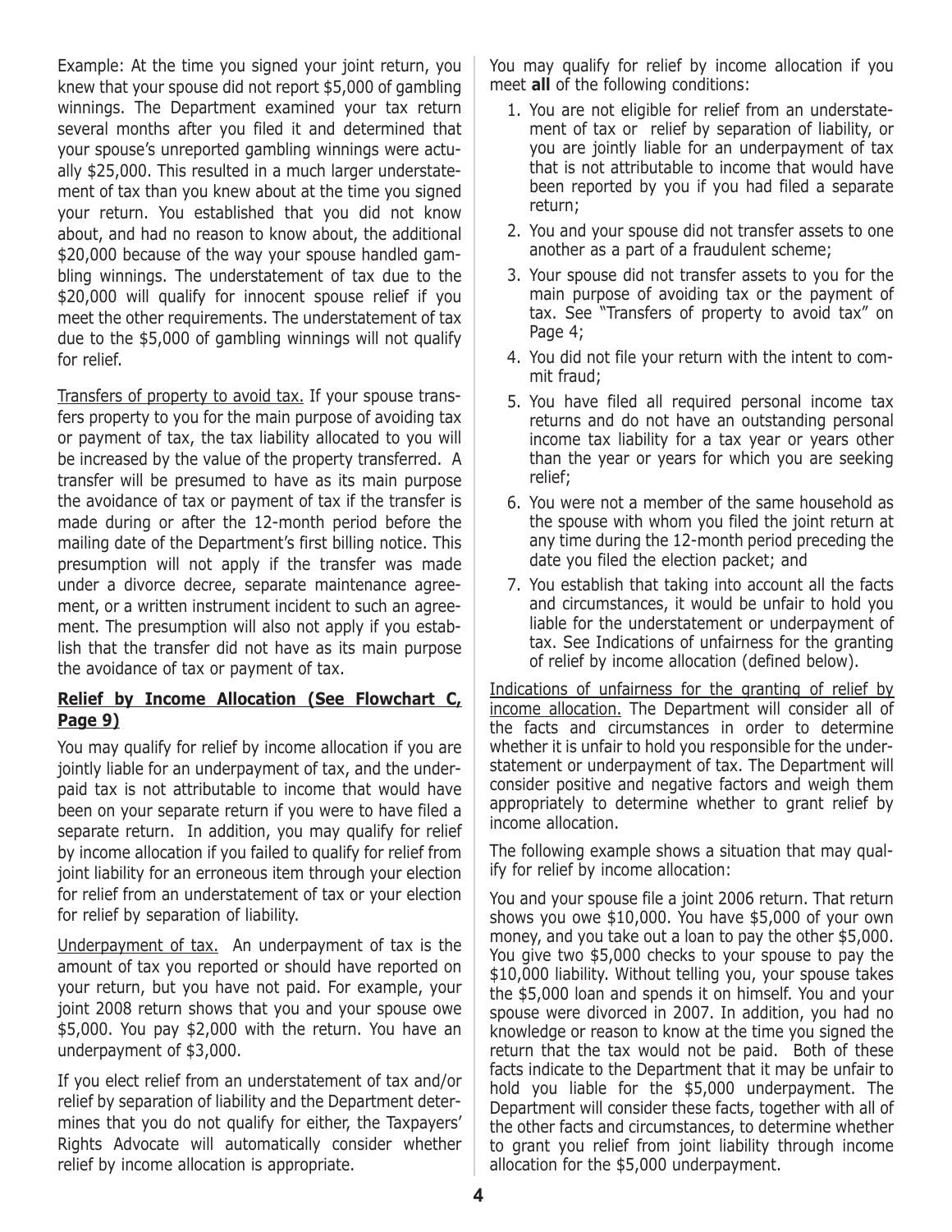Example: At the time you signed your joint return, you knew that your spouse did not report $5,000 of gambling winnings. The Department examined your tax return several months after you filed it and determined that your spouse's unreported gambling winnings were actually $25,000. This resulted in a much larger understatement of tax than you knew about at the time you signed your return. You established that you did not know about, and had no reason to know about, the additional $20,000 because of the way your spouse handled gambling winnings. The understatement of tax due to the $20,000 will qualify for innocent spouse relief if you meet the other requirements. The understatement of tax due to the $5,000 of gambling winnings will not qualify for relief.

Transfers of property to avoid tax. If your spouse transfers property to you for the main purpose of avoiding tax or payment of tax, the tax liability allocated to you will be increased by the value of the property transferred. A transfer will be presumed to have as its main purpose the avoidance of tax or payment of tax if the transfer is made during or after the 12-month period before the mailing date of the Department's first billing notice. This presumption will not apply if the transfer was made under a divorce decree, separate maintenance agreement, or a written instrument incident to such an agreement. The presumption will also not apply if you establish that the transfer did not have as its main purpose the avoidance of tax or payment of tax.

## Relief by Income Allocation (See Flowchart C, Page 9)

You may qualify for relief by income allocation if you are jointly liable for an underpayment of tax, and the underpaid tax is not attributable to income that would have been on your separate return if you were to have filed a separate return. In addition, you may qualify for relief by income allocation if you failed to qualify for relief from joint liability for an erroneous item through your election for relief from an understatement of tax or your election for relief by separation of liability.

Underpayment of tax. An underpayment of tax is the amount of tax you reported or should have reported on your return, but you have not paid. For example, your joint 2008 return shows that you and your spouse owe $5,000. You pay $2,000 with the return. You have an underpayment of $3,000.

If you elect relief from an understatement of tax and/or relief by separation of liability and the Department determines that you do not qualify for either, the Taxpayers' Rights Advocate will automatically consider whether relief by income allocation is appropriate.

You may qualify for relief by income allocation if you meet **all** of the following conditions:

1. You are not eligible for relief from an understatement of tax or relief by separation of liability, or you are jointly liable for an underpayment of tax that is not attributable to income that would have been reported by you if you had filed a separate return;
2. You and your spouse did not transfer assets to one another as a part of a fraudulent scheme;
3. Your spouse did not transfer assets to you for the main purpose of avoiding tax or the payment of tax. See "Transfers of property to avoid tax" on Page 4;
4. You did not file your return with the intent to commit fraud;
5. You have filed all required personal income tax returns and do not have an outstanding personal income tax liability for a tax year or years other than the year or years for which you are seeking relief;
6. You were not a member of the same household as the spouse with whom you filed the joint return at any time during the 12-month period preceding the date you filed the election packet; and
7. You establish that taking into account all the facts and circumstances, it would be unfair to hold you liable for the understatement or underpayment of tax. See Indications of unfairness for the granting of relief by income allocation (defined below).

Indications of unfairness for the granting of relief by income allocation. The Department will consider all of the facts and circumstances in order to determine whether it is unfair to hold you responsible for the understatement or underpayment of tax. The Department will consider positive and negative factors and weigh them appropriately to determine whether to grant relief by income allocation.

The following example shows a situation that may qualify for relief by income allocation:

You and your spouse file a joint 2006 return. That return shows you owe $10,000. You have $5,000 of your own money, and you take out a loan to pay the other $5,000. You give two $5,000 checks to your spouse to pay the $10,000 liability. Without telling you, your spouse takes the $5,000 loan and spends it on himself. You and your spouse were divorced in 2007. In addition, you had no knowledge or reason to know at the time you signed the return that the tax would not be paid. Both of these facts indicate to the Department that it may be unfair to hold you liable for the $5,000 underpayment. The Department will consider these facts, together with all of the other facts and circumstances, to determine whether to grant you relief from joint liability through income allocation for the $5,000 underpayment.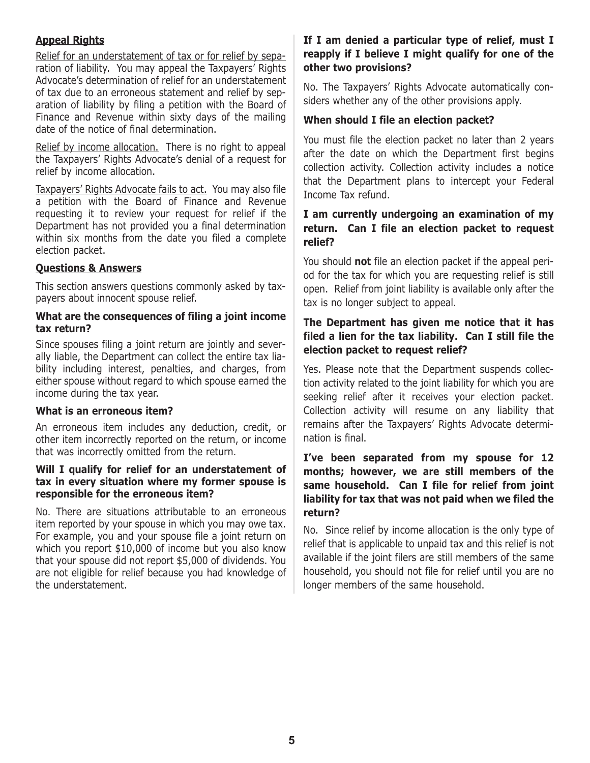## Appeal Rights

Relief for an understatement of tax or for relief by separation of liability. You may appeal the Taxpayers' Rights Advocate's determination of relief for an understatement of tax due to an erroneous statement and relief by separation of liability by filing a petition with the Board of Finance and Revenue within sixty days of the mailing date of the notice of final determination.

Relief by income allocation. There is no right to appeal the Taxpayers' Rights Advocate's denial of a request for relief by income allocation.

Taxpayers' Rights Advocate fails to act. You may also file a petition with the Board of Finance and Revenue requesting it to review your request for relief if the Department has not provided you a final determination within six months from the date you filed a complete election packet.

## Questions & Answers

This section answers questions commonly asked by taxpayers about innocent spouse relief.

**What are the consequences of filing a joint income tax return?**

Since spouses filing a joint return are jointly and severally liable, the Department can collect the entire tax liability including interest, penalties, and charges, from either spouse without regard to which spouse earned the income during the tax year.

**What is an erroneous item?**

An erroneous item includes any deduction, credit, or other item incorrectly reported on the return, or income that was incorrectly omitted from the return.

**Will I qualify for relief for an understatement of tax in every situation where my former spouse is responsible for the erroneous item?**

No. There are situations attributable to an erroneous item reported by your spouse in which you may owe tax. For example, you and your spouse file a joint return on which you report $10,000 of income but you also know that your spouse did not report $5,000 of dividends. You are not eligible for relief because you had knowledge of the understatement.

**If I am denied a particular type of relief, must I reapply if I believe I might qualify for one of the other two provisions?**

No. The Taxpayers' Rights Advocate automatically considers whether any of the other provisions apply.

**When should I file an election packet?**

You must file the election packet no later than 2 years after the date on which the Department first begins collection activity. Collection activity includes a notice that the Department plans to intercept your Federal Income Tax refund.

**I am currently undergoing an examination of my return. Can I file an election packet to request relief?**

You should **not** file an election packet if the appeal period for the tax for which you are requesting relief is still open. Relief from joint liability is available only after the tax is no longer subject to appeal.

**The Department has given me notice that it has filed a lien for the tax liability. Can I still file the election packet to request relief?**

Yes. Please note that the Department suspends collection activity related to the joint liability for which you are seeking relief after it receives your election packet. Collection activity will resume on any liability that remains after the Taxpayers' Rights Advocate determination is final.

**I've been separated from my spouse for 12 months; however, we are still members of the same household. Can I file for relief from joint liability for tax that was not paid when we filed the return?**

No. Since relief by income allocation is the only type of relief that is applicable to unpaid tax and this relief is not available if the joint filers are still members of the same household, you should not file for relief until you are no longer members of the same household.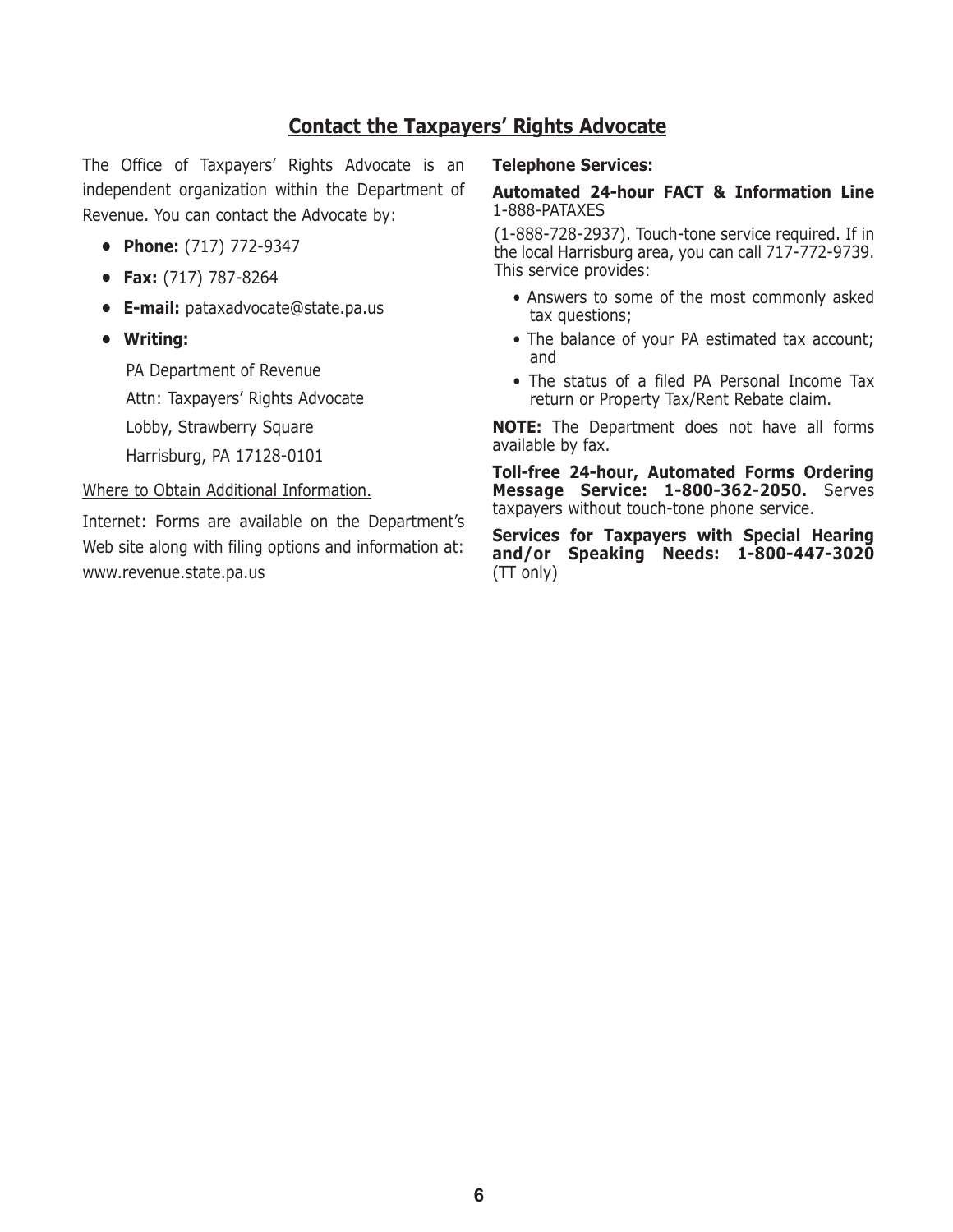## Contact the Taxpayers' Rights Advocate

The Office of Taxpayers' Rights Advocate is an independent organization within the Department of Revenue. You can contact the Advocate by:

- **Phone:** (717) 772-9347
- **Fax:** (717) 787-8264
- **E-mail:** pataxadvocate@state.pa.us
- **Writing:**

  PA Department of Revenue
  Attn: Taxpayers' Rights Advocate
  Lobby, Strawberry Square
  Harrisburg, PA 17128-0101

Where to Obtain Additional Information.

Internet: Forms are available on the Department's Web site along with filing options and information at: www.revenue.state.pa.us

**Telephone Services:**

**Automated 24-hour FACT & Information Line** 1-888-PATAXES (1-888-728-2937). Touch-tone service required. If in the local Harrisburg area, you can call 717-772-9739. This service provides:

- Answers to some of the most commonly asked tax questions;
- The balance of your PA estimated tax account; and
- The status of a filed PA Personal Income Tax return or Property Tax/Rent Rebate claim.

**NOTE:** The Department does not have all forms available by fax.

**Toll-free 24-hour, Automated Forms Ordering Message Service: 1-800-362-2050.** Serves taxpayers without touch-tone phone service.

**Services for Taxpayers with Special Hearing and/or Speaking Needs: 1-800-447-3020** (TT only)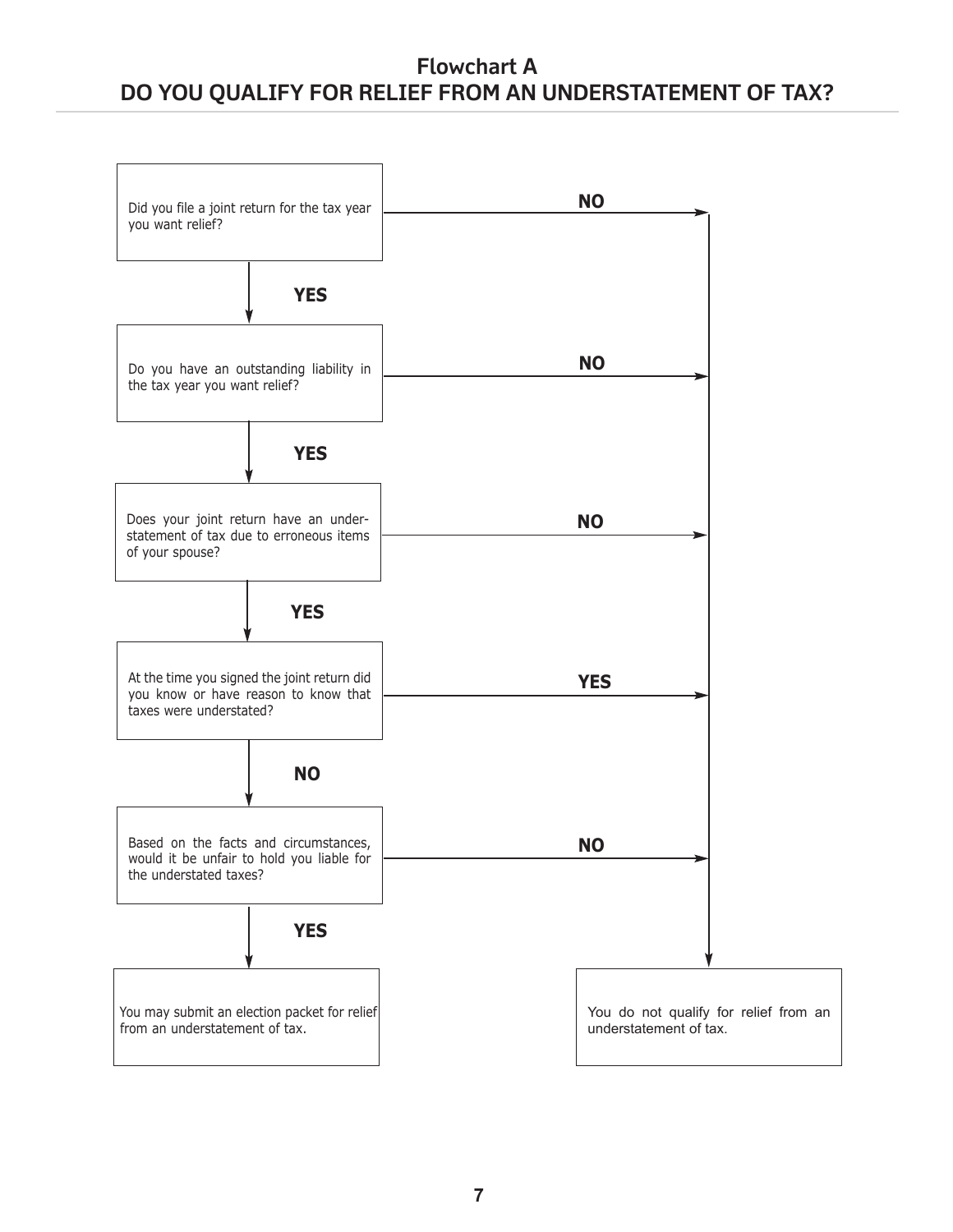## Flowchart A
## DO YOU QUALIFY FOR RELIEF FROM AN UNDERSTATEMENT OF TAX?

Did you file a joint return for the tax year you want relief?

- **NO** → You do not qualify for relief from an understatement of tax.
- **YES** ↓

Do you have an outstanding liability in the tax year you want relief?

- **NO** → You do not qualify for relief from an understatement of tax.
- **YES** ↓

Does your joint return have an understatement of tax due to erroneous items of your spouse?

- **NO** → You do not qualify for relief from an understatement of tax.
- **YES** ↓

At the time you signed the joint return did you know or have reason to know that taxes were understated?

- **YES** → You do not qualify for relief from an understatement of tax.
- **NO** ↓

Based on the facts and circumstances, would it be unfair to hold you liable for the understated taxes?

- **NO** → You do not qualify for relief from an understatement of tax.
- **YES** ↓

You may submit an election packet for relief from an understatement of tax.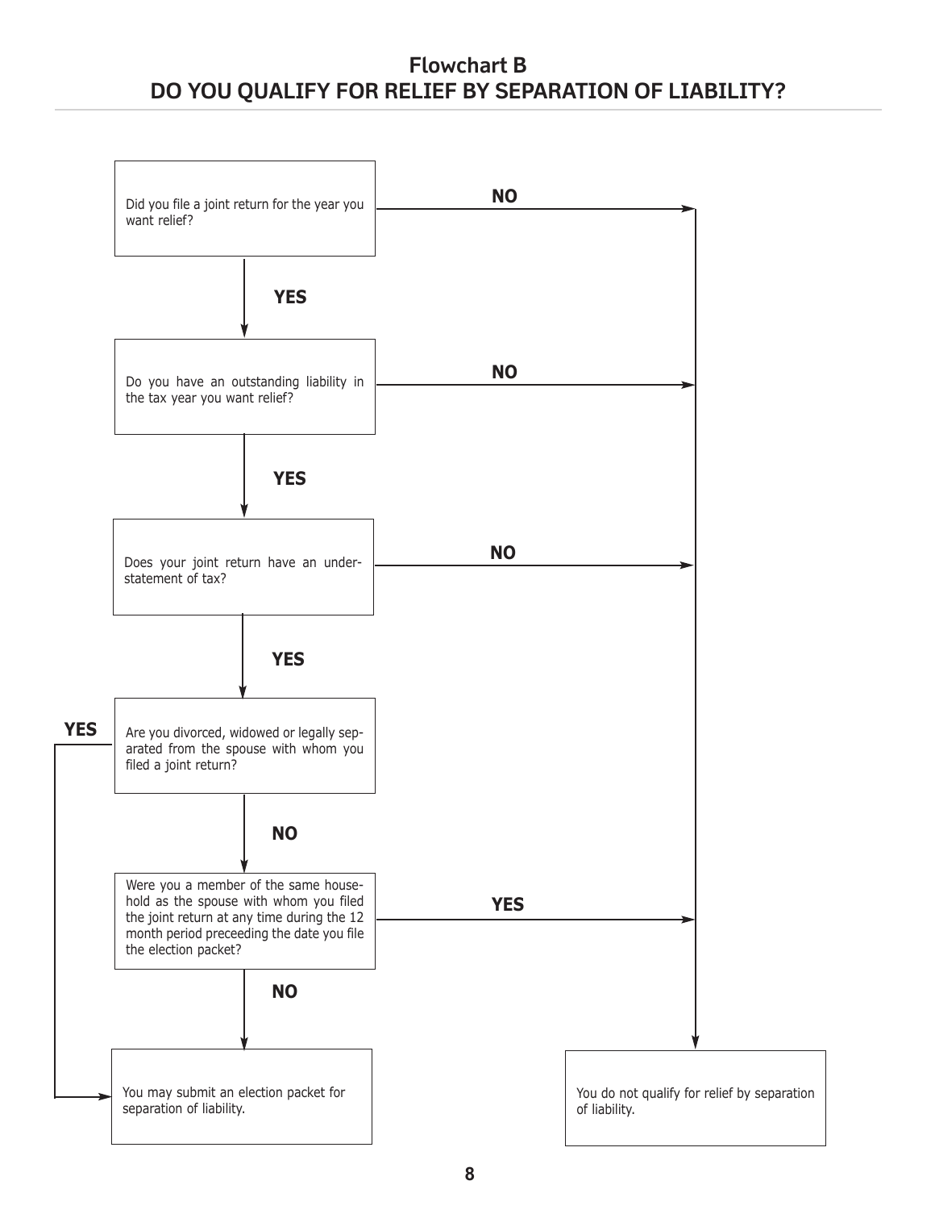## Flowchart B
## DO YOU QUALIFY FOR RELIEF BY SEPARATION OF LIABILITY?

Did you file a joint return for the year you want relief?

- **NO** → You do not qualify for relief by separation of liability.
- **YES** ↓

Do you have an outstanding liability in the tax year you want relief?

- **NO** → You do not qualify for relief by separation of liability.
- **YES** ↓

Does your joint return have an understatement of tax?

- **NO** → You do not qualify for relief by separation of liability.
- **YES** ↓

Are you divorced, widowed or legally separated from the spouse with whom you filed a joint return?

- **YES** → You may submit an election packet for separation of liability.
- **NO** ↓

Were you a member of the same household as the spouse with whom you filed the joint return at any time during the 12 month period preceeding the date you file the election packet?

- **YES** → You do not qualify for relief by separation of liability.
- **NO** → You may submit an election packet for separation of liability.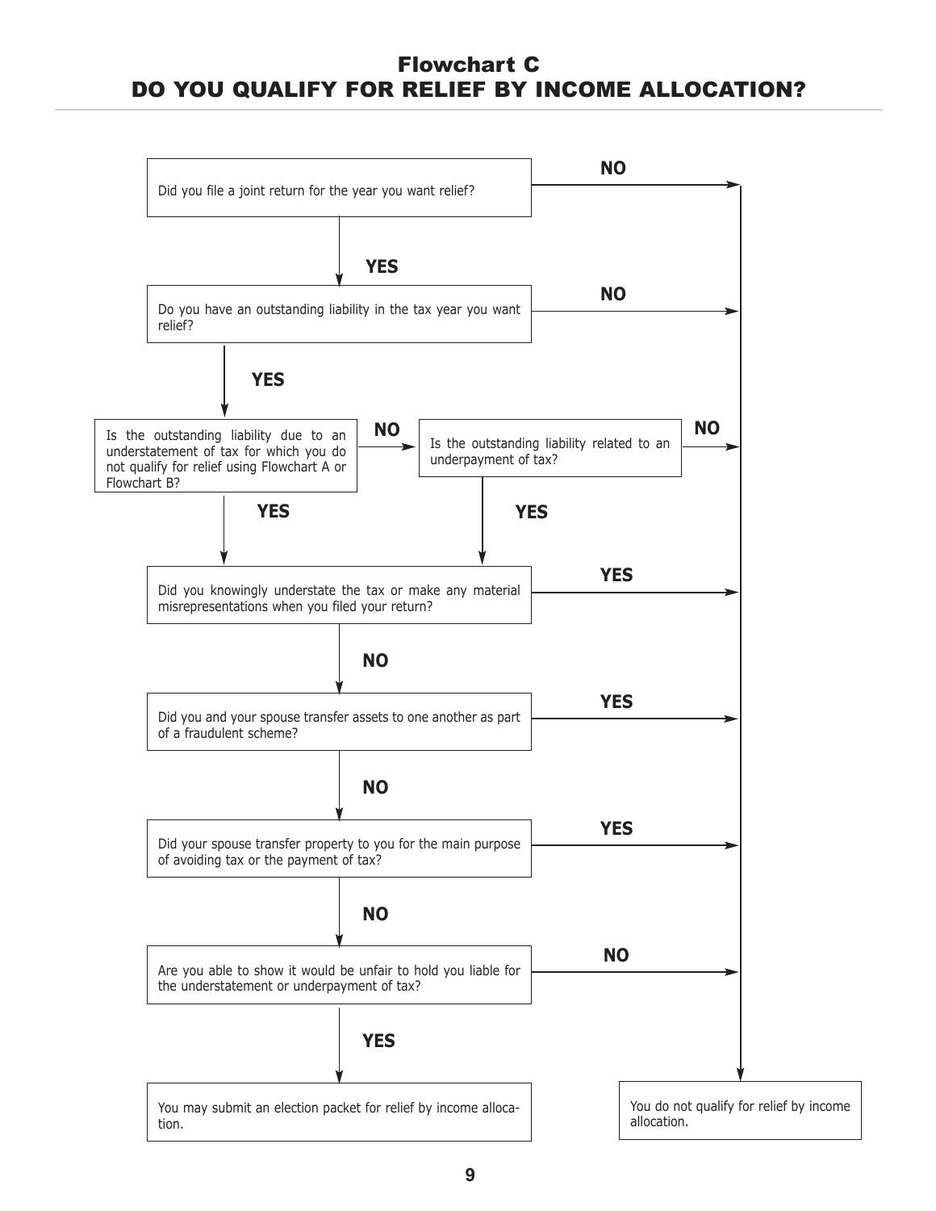# Flowchart C
# DO YOU QUALIFY FOR RELIEF BY INCOME ALLOCATION?

1. **Did you file a joint return for the year you want relief?**
   - **NO** → You do not qualify for relief by income allocation.
   - **YES** → Go to question 2.

2. **Do you have an outstanding liability in the tax year you want relief?**
   - **NO** → You do not qualify for relief by income allocation.
   - **YES** → Go to question 3.

3. **Is the outstanding liability due to an understatement of tax for which you do not qualify for relief using Flowchart A or Flowchart B?**
   - **NO** → Go to question 4.
   - **YES** → Go to question 5.

4. **Is the outstanding liability related to an underpayment of tax?**
   - **NO** → You do not qualify for relief by income allocation.
   - **YES** → Go to question 5.

5. **Did you knowingly understate the tax or make any material misrepresentations when you filed your return?**
   - **YES** → You do not qualify for relief by income allocation.
   - **NO** → Go to question 6.

6. **Did you and your spouse transfer assets to one another as part of a fraudulent scheme?**
   - **YES** → You do not qualify for relief by income allocation.
   - **NO** → Go to question 7.

7. **Did your spouse transfer property to you for the main purpose of avoiding tax or the payment of tax?**
   - **YES** → You do not qualify for relief by income allocation.
   - **NO** → Go to question 8.

8. **Are you able to show it would be unfair to hold you liable for the understatement or underpayment of tax?**
   - **NO** → You do not qualify for relief by income allocation.
   - **YES** → You may submit an election packet for relief by income allocation.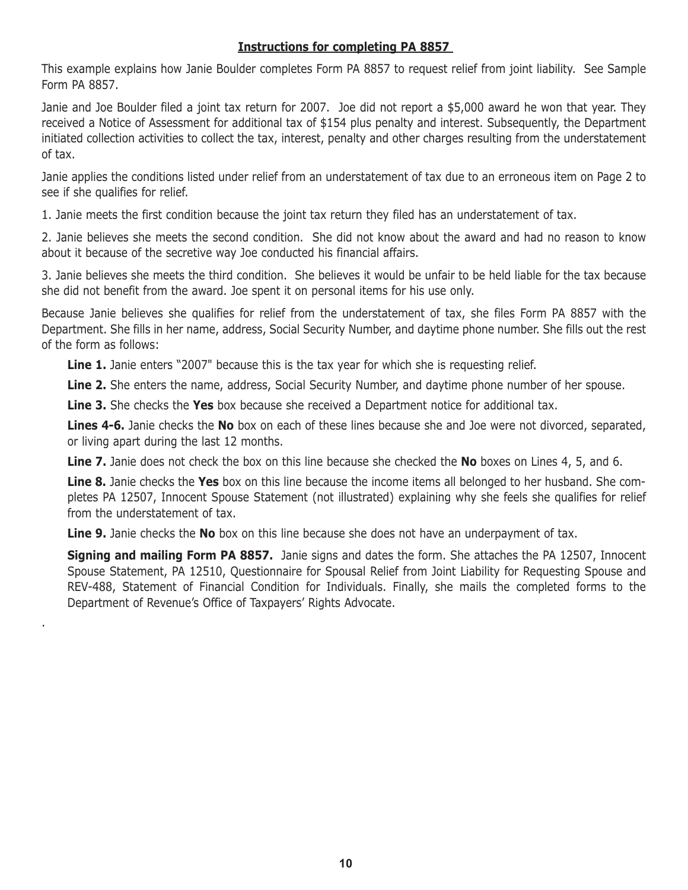## Instructions for completing PA 8857

This example explains how Janie Boulder completes Form PA 8857 to request relief from joint liability. See Sample Form PA 8857.

Janie and Joe Boulder filed a joint tax return for 2007. Joe did not report a $5,000 award he won that year. They received a Notice of Assessment for additional tax of $154 plus penalty and interest. Subsequently, the Department initiated collection activities to collect the tax, interest, penalty and other charges resulting from the understatement of tax.

Janie applies the conditions listed under relief from an understatement of tax due to an erroneous item on Page 2 to see if she qualifies for relief.

1. Janie meets the first condition because the joint tax return they filed has an understatement of tax.

2. Janie believes she meets the second condition. She did not know about the award and had no reason to know about it because of the secretive way Joe conducted his financial affairs.

3. Janie believes she meets the third condition. She believes it would be unfair to be held liable for the tax because she did not benefit from the award. Joe spent it on personal items for his use only.

Because Janie believes she qualifies for relief from the understatement of tax, she files Form PA 8857 with the Department. She fills in her name, address, Social Security Number, and daytime phone number. She fills out the rest of the form as follows:

**Line 1.** Janie enters "2007" because this is the tax year for which she is requesting relief.

**Line 2.** She enters the name, address, Social Security Number, and daytime phone number of her spouse.

**Line 3.** She checks the **Yes** box because she received a Department notice for additional tax.

**Lines 4-6.** Janie checks the **No** box on each of these lines because she and Joe were not divorced, separated, or living apart during the last 12 months.

**Line 7.** Janie does not check the box on this line because she checked the **No** boxes on Lines 4, 5, and 6.

**Line 8.** Janie checks the **Yes** box on this line because the income items all belonged to her husband. She completes PA 12507, Innocent Spouse Statement (not illustrated) explaining why she feels she qualifies for relief from the understatement of tax.

**Line 9.** Janie checks the **No** box on this line because she does not have an underpayment of tax.

**Signing and mailing Form PA 8857.** Janie signs and dates the form. She attaches the PA 12507, Innocent Spouse Statement, PA 12510, Questionnaire for Spousal Relief from Joint Liability for Requesting Spouse and REV-488, Statement of Financial Condition for Individuals. Finally, she mails the completed forms to the Department of Revenue's Office of Taxpayers' Rights Advocate.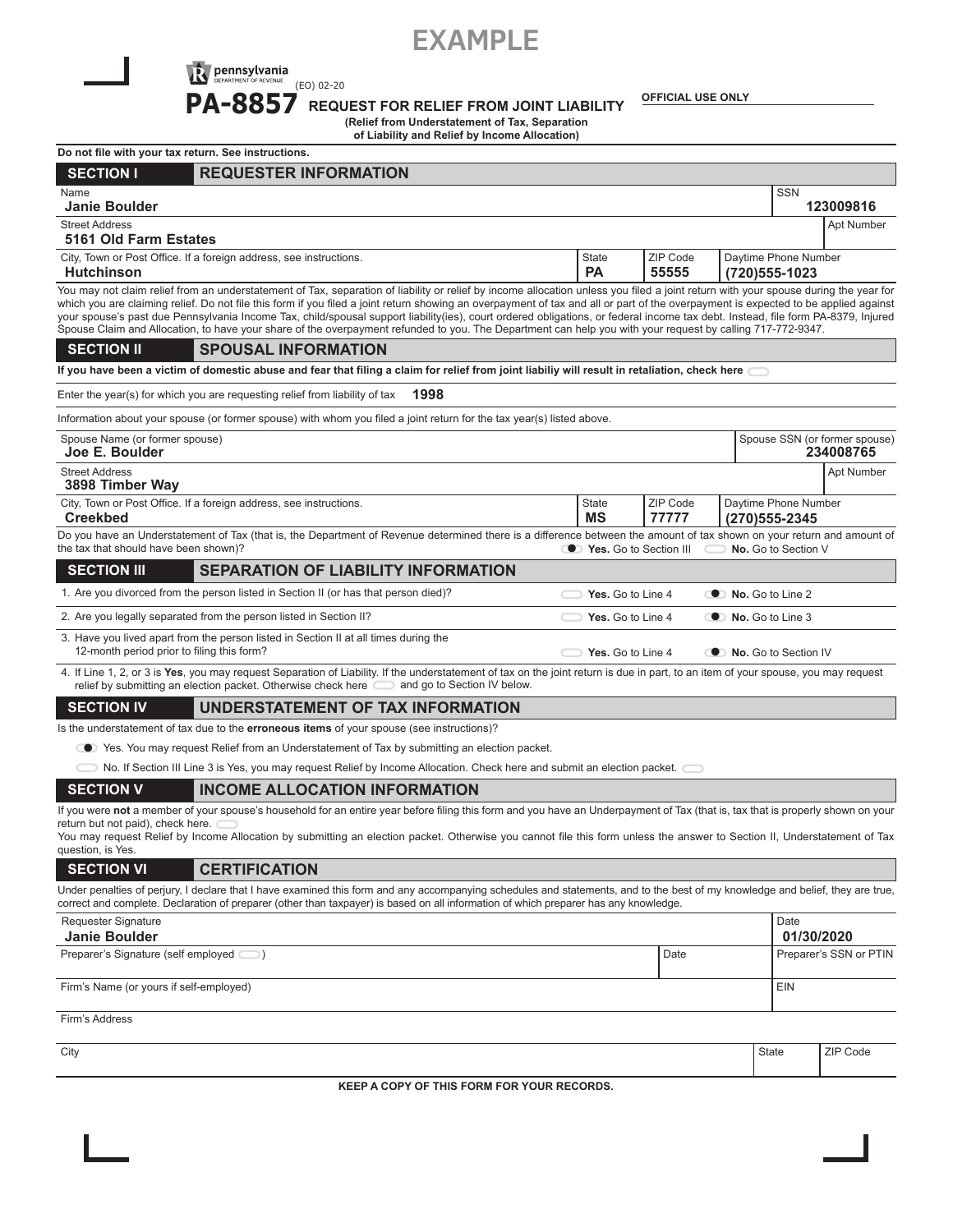# EXAMPLE

pennsylvania DEPARTMENT OF REVENUE (EO) 02-20

# PA-8857 REQUEST FOR RELIEF FROM JOINT LIABILITY

**(Relief from Understatement of Tax, Separation of Liability and Relief by Income Allocation)**

**OFFICIAL USE ONLY**

**Do not file with your tax return. See instructions.**

## SECTION I REQUESTER INFORMATION

| | | | | |
|---|---|---|---|---|
| Name: **Janie Boulder** | | | SSN: **123009816** | |
| Street Address: **5161 Old Farm Estates** | | | | Apt Number: |
| City, Town or Post Office. If a foreign address, see instructions. **Hutchinson** | State: **PA** | ZIP Code: **55555** | Daytime Phone Number: **(720)555-1023** | |

You may not claim relief from an understatement of Tax, separation of liability or relief by income allocation unless you filed a joint return with your spouse during the year for which you are claiming relief. Do not file this form if you filed a joint return showing an overpayment of tax and all or part of the overpayment is expected to be applied against your spouse's past due Pennsylvania Income Tax, child/spousal support liability(ies), court ordered obligations, or federal income tax debt. Instead, file form PA-8379, Injured Spouse Claim and Allocation, to have your share of the overpayment refunded to you. The Department can help you with your request by calling 717-772-9347.

## SECTION II SPOUSAL INFORMATION

**If you have been a victim of domestic abuse and fear that filing a claim for relief from joint liabiliy will result in retaliation, check here** ☐

Enter the year(s) for which you are requesting relief from liability of tax **1998**

Information about your spouse (or former spouse) with whom you filed a joint return for the tax year(s) listed above.

| | | | | |
|---|---|---|---|---|
| Spouse Name (or former spouse): **Joe E. Boulder** | | | Spouse SSN (or former spouse): **234008765** | |
| Street Address: **3898 Timber Way** | | | | Apt Number: |
| City, Town or Post Office. If a foreign address, see instructions. **Creekbed** | State: **MS** | ZIP Code: **77777** | Daytime Phone Number: **(270)555-2345** | |

Do you have an Understatement of Tax (that is, the Department of Revenue determined there is a difference between the amount of tax shown on your return and amount of the tax that should have been shown)? ☒ **Yes.** Go to Section III ☐ **No.** Go to Section V

## SECTION III SEPARATION OF LIABILITY INFORMATION

1. Are you divorced from the person listed in Section II (or has that person died)? ☐ **Yes.** Go to Line 4 ☒ **No.** Go to Line 2
2. Are you legally separated from the person listed in Section II? ☐ **Yes.** Go to Line 4 ☒ **No.** Go to Line 3
3. Have you lived apart from the person listed in Section II at all times during the 12-month period prior to filing this form? ☐ **Yes.** Go to Line 4 ☒ **No.** Go to Section IV
4. If Line 1, 2, or 3 is **Yes**, you may request Separation of Liability. If the understatement of tax on the joint return is due in part, to an item of your spouse, you may request relief by submitting an election packet. Otherwise check here ☐ and go to Section IV below.

## SECTION IV UNDERSTATEMENT OF TAX INFORMATION

Is the understatement of tax due to the **erroneous items** of your spouse (see instructions)?

☒ Yes. You may request Relief from an Understatement of Tax by submitting an election packet.

☐ No. If Section III Line 3 is Yes, you may request Relief by Income Allocation. Check here and submit an election packet. ☐

## SECTION V INCOME ALLOCATION INFORMATION

If you were **not** a member of your spouse's household for an entire year before filing this form and you have an Underpayment of Tax (that is, tax that is properly shown on your return but not paid), check here. ☐

You may request Relief by Income Allocation by submitting an election packet. Otherwise you cannot file this form unless the answer to Section II, Understatement of Tax question, is Yes.

## SECTION VI CERTIFICATION

Under penalties of perjury, I declare that I have examined this form and any accompanying schedules and statements, and to the best of my knowledge and belief, they are true, correct and complete. Declaration of preparer (other than taxpayer) is based on all information of which preparer has any knowledge.

| | | | |
|---|---|---|---|
| Requester Signature: **Janie Boulder** | | Date: **01/30/2020** | |
| Preparer's Signature (self employed ☐) | Date | Preparer's SSN or PTIN | |
| Firm's Name (or yours if self-employed) | | EIN | |
| Firm's Address | | | |
| City | | State | ZIP Code |

**KEEP A COPY OF THIS FORM FOR YOUR RECORDS.**